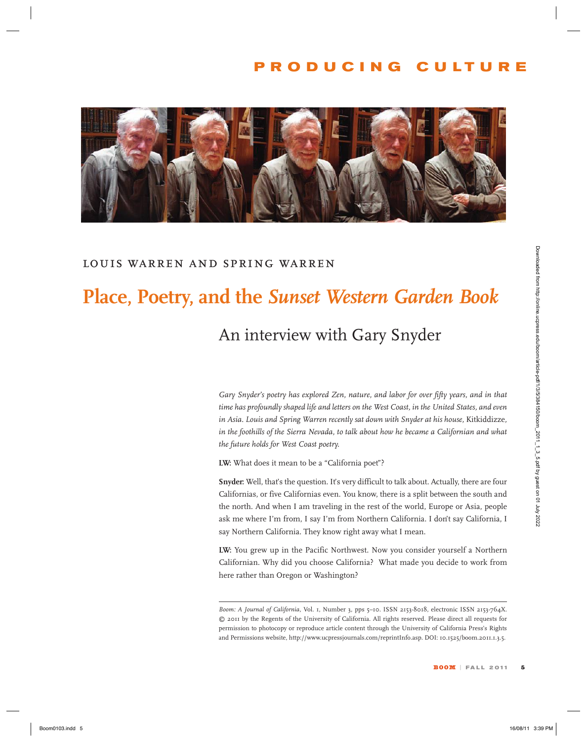# PRODUCING CULTURE

LOUIS WARREN AND SPRING WARREN

# Place, Poetry, and the *Sunset Western Garden Book*

## An interview with Gary Snyder

*Gary Snyder's poetry has explored Zen, nature, and labor for over fifty years, and in that time has profoundly shaped life and letters on the West Coast, in the United States, and even in Asia. Louis and Spring Warren recently sat down with Snyder at his house,* Kitkiddizze, *in the foothills of the Sierra Nevada, to talk about how he became a Californian and what the future holds for West Coast poetry.*

**LW:** What does it mean to be a "California poet"?

**Snyder:** Well, that's the question. It's very difficult to talk about. Actually, there are four Californias, or five Californias even. You know, there is a split between the south and the north. And when I am traveling in the rest of the world, Europe or Asia, people ask me where I'm from, I say I'm from Northern California. I don't say California, I say Northern California. They know right away what I mean.

**LW:** You grew up in the Pacific Northwest. Now you consider yourself a Northern Californian. Why did you choose California? What made you decide to work from here rather than Oregon or Washington?

---

*Boom: A Journal of California,* Vol. 1, Number 3, pps 5–10. ISSN 2153-8018, electronic ISSN 2153-764X. © 2011 by the Regents of the University of California. All rights reserved. Please direct all requests for permission to photocopy or reproduce article content through the University of California Press's Rights and Permissions website, http://www.ucpressjournals.com/reprintInfo.asp. DOI: 10.1525/boom.2011.1.3.5.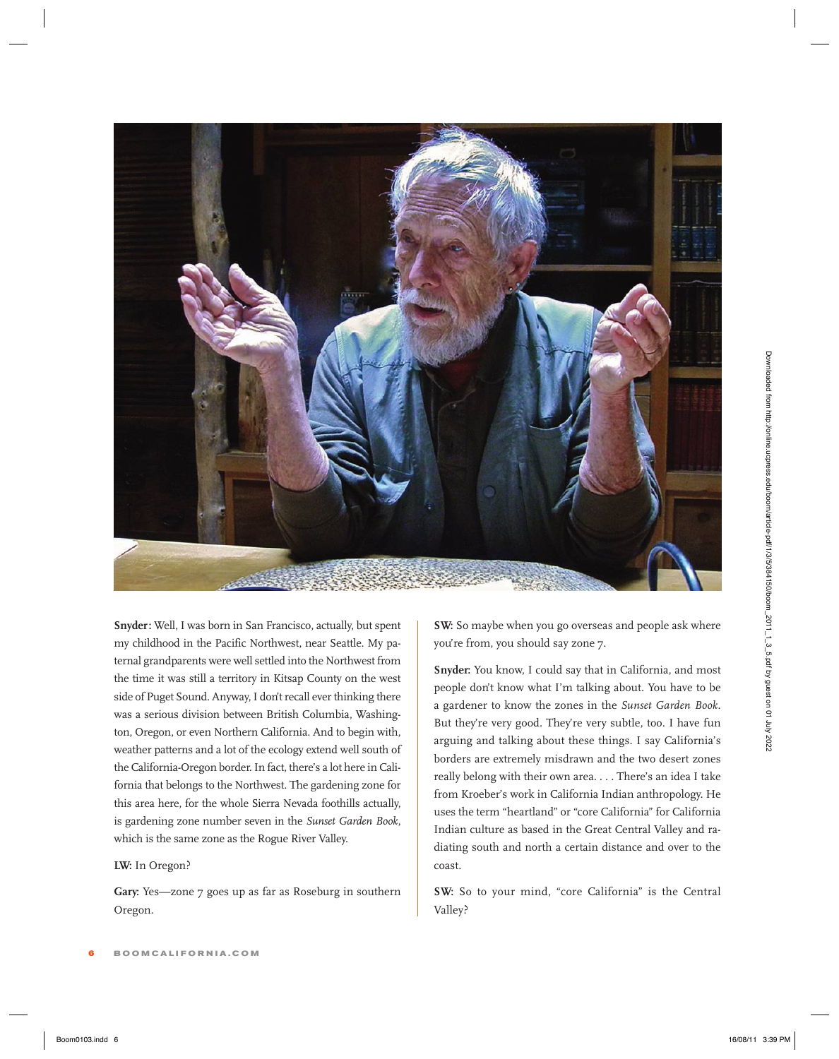**Snyder:** Well, I was born in San Francisco, actually, but spent my childhood in the Pacific Northwest, near Seattle. My paternal grandparents were well settled into the Northwest from the time it was still a territory in Kitsap County on the west side of Puget Sound. Anyway, I don't recall ever thinking there was a serious division between British Columbia, Washington, Oregon, or even Northern California. And to begin with, weather patterns and a lot of the ecology extend well south of the California-Oregon border. In fact, there's a lot here in California that belongs to the Northwest. The gardening zone for this area here, for the whole Sierra Nevada foothills actually, is gardening zone number seven in the *Sunset Garden Book*, which is the same zone as the Rogue River Valley.

**LW:** In Oregon?

**Gary:** Yes—zone 7 goes up as far as Roseburg in southern Oregon.

**SW:** So maybe when you go overseas and people ask where you're from, you should say zone 7.

**Snyder:** You know, I could say that in California, and most people don't know what I'm talking about. You have to be a gardener to know the zones in the *Sunset Garden Book*. But they're very good. They're very subtle, too. I have fun arguing and talking about these things. I say California's borders are extremely misdrawn and the two desert zones really belong with their own area. . . . There's an idea I take from Kroeber's work in California Indian anthropology. He uses the term "heartland" or "core California" for California Indian culture as based in the Great Central Valley and radiating south and north a certain distance and over to the coast.

**SW:** So to your mind, "core California" is the Central Valley?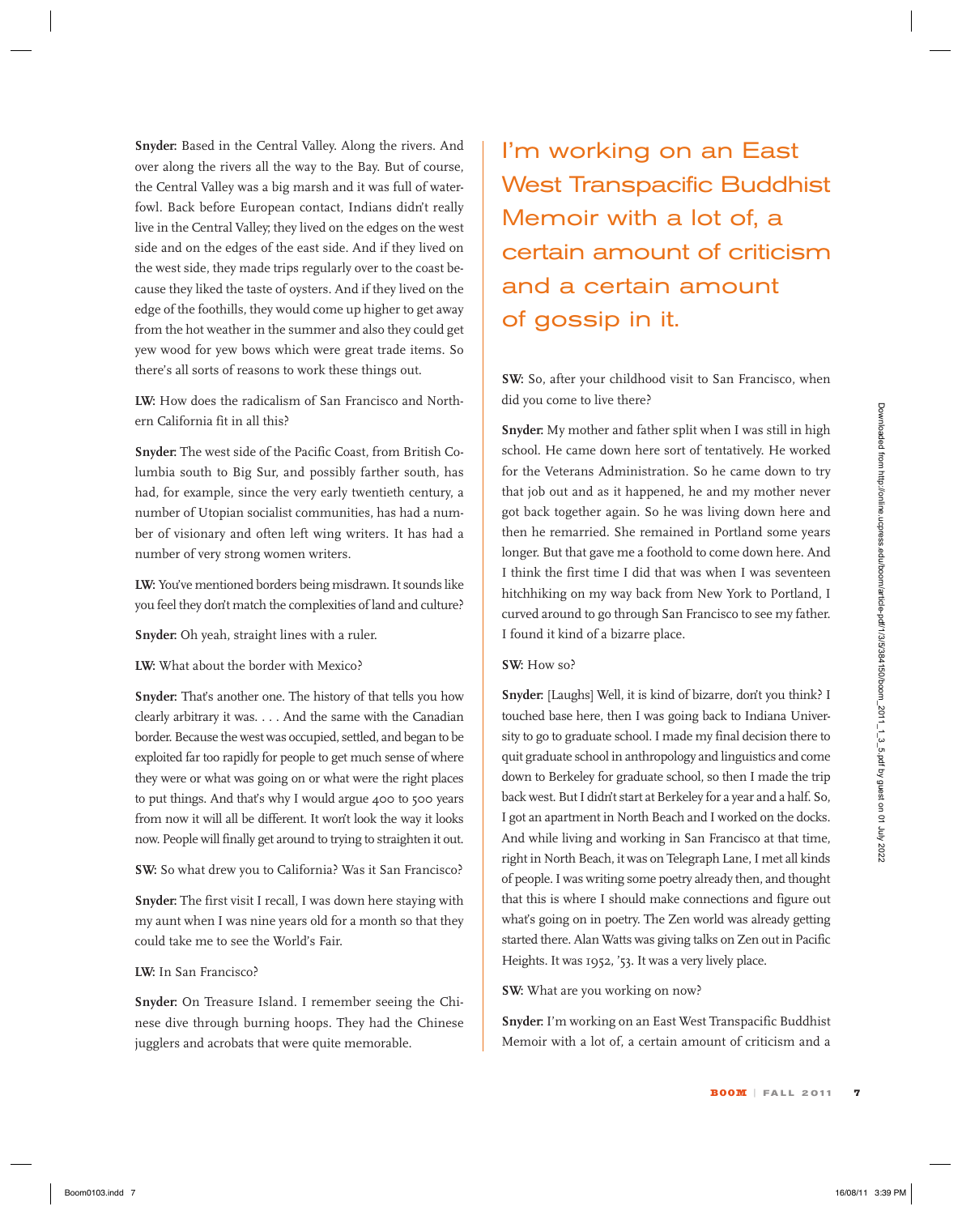**Snyder:** Based in the Central Valley. Along the rivers. And over along the rivers all the way to the Bay. But of course, the Central Valley was a big marsh and it was full of waterfowl. Back before European contact, Indians didn't really live in the Central Valley; they lived on the edges on the west side and on the edges of the east side. And if they lived on the west side, they made trips regularly over to the coast because they liked the taste of oysters. And if they lived on the edge of the foothills, they would come up higher to get away from the hot weather in the summer and also they could get yew wood for yew bows which were great trade items. So there's all sorts of reasons to work these things out.

**LW:** How does the radicalism of San Francisco and Northern California fit in all this?

**Snyder:** The west side of the Pacific Coast, from British Columbia south to Big Sur, and possibly farther south, has had, for example, since the very early twentieth century, a number of Utopian socialist communities, has had a number of visionary and often left wing writers. It has had a number of very strong women writers.

**LW:** You've mentioned borders being misdrawn. It sounds like you feel they don't match the complexities of land and culture?

**Snyder:** Oh yeah, straight lines with a ruler.

**LW:** What about the border with Mexico?

**Snyder:** That's another one. The history of that tells you how clearly arbitrary it was. . . . And the same with the Canadian border. Because the west was occupied, settled, and began to be exploited far too rapidly for people to get much sense of where they were or what was going on or what were the right places to put things. And that's why I would argue 400 to 500 years from now it will all be different. It won't look the way it looks now. People will finally get around to trying to straighten it out.

**SW:** So what drew you to California? Was it San Francisco?

**Snyder:** The first visit I recall, I was down here staying with my aunt when I was nine years old for a month so that they could take me to see the World's Fair.

**LW:** In San Francisco?

**Snyder:** On Treasure Island. I remember seeing the Chinese dive through burning hoops. They had the Chinese jugglers and acrobats that were quite memorable.

> I'm working on an East West Transpacific Buddhist Memoir with a lot of, a certain amount of criticism and a certain amount of gossip in it.

**SW:** So, after your childhood visit to San Francisco, when did you come to live there?

**Snyder:** My mother and father split when I was still in high school. He came down here sort of tentatively. He worked for the Veterans Administration. So he came down to try that job out and as it happened, he and my mother never got back together again. So he was living down here and then he remarried. She remained in Portland some years longer. But that gave me a foothold to come down here. And I think the first time I did that was when I was seventeen hitchhiking on my way back from New York to Portland, I curved around to go through San Francisco to see my father. I found it kind of a bizarre place.

**SW:** How so?

**Snyder:** [Laughs] Well, it is kind of bizarre, don't you think? I touched base here, then I was going back to Indiana University to go to graduate school. I made my final decision there to quit graduate school in anthropology and linguistics and come down to Berkeley for graduate school, so then I made the trip back west. But I didn't start at Berkeley for a year and a half. So, I got an apartment in North Beach and I worked on the docks. And while living and working in San Francisco at that time, right in North Beach, it was on Telegraph Lane, I met all kinds of people. I was writing some poetry already then, and thought that this is where I should make connections and figure out what's going on in poetry. The Zen world was already getting started there. Alan Watts was giving talks on Zen out in Pacific Heights. It was 1952, '53. It was a very lively place.

**SW:** What are you working on now?

**Snyder:** I'm working on an East West Transpacific Buddhist Memoir with a lot of, a certain amount of criticism and a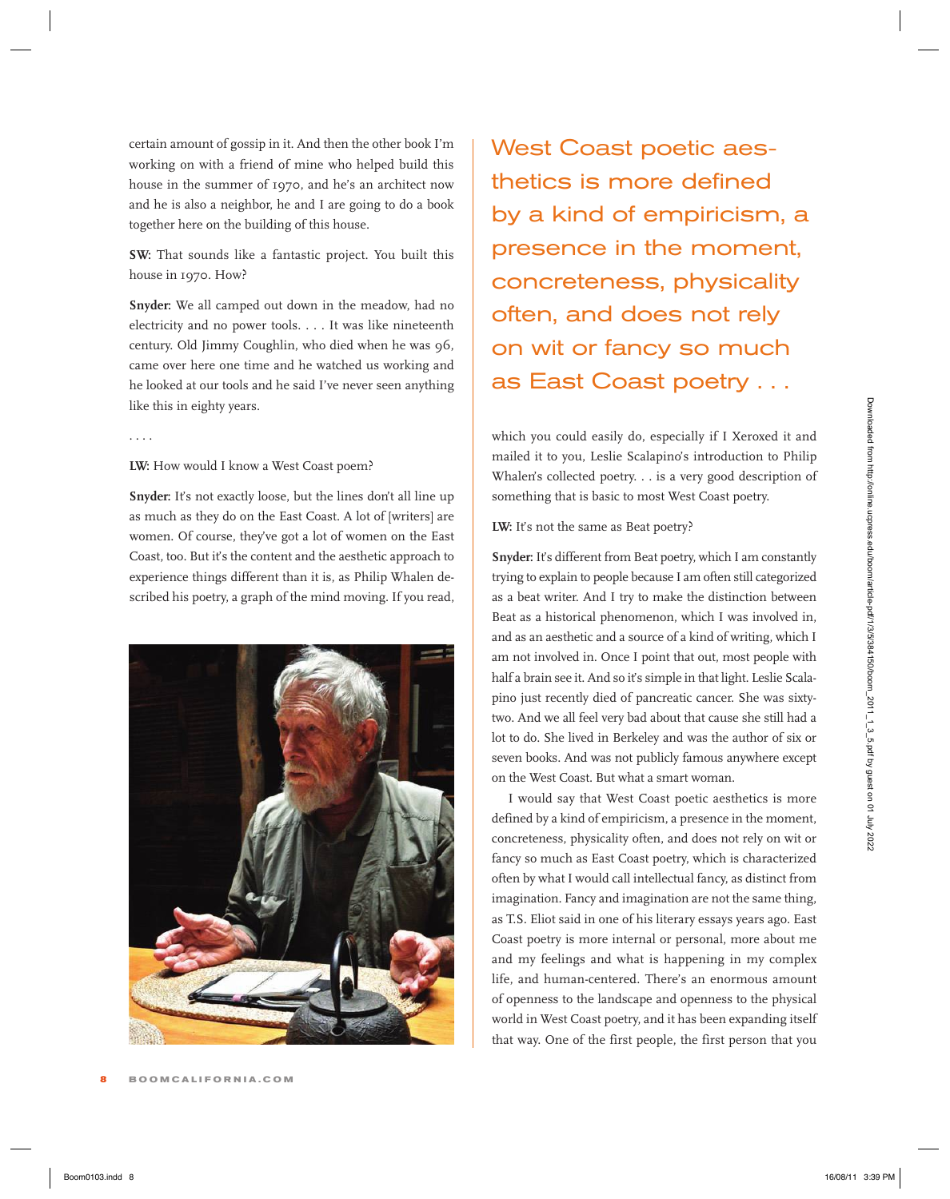certain amount of gossip in it. And then the other book I'm working on with a friend of mine who helped build this house in the summer of 1970, and he's an architect now and he is also a neighbor, he and I are going to do a book together here on the building of this house.

**SW:** That sounds like a fantastic project. You built this house in 1970. How?

**Snyder:** We all camped out down in the meadow, had no electricity and no power tools. . . . It was like nineteenth century. Old Jimmy Coughlin, who died when he was 96, came over here one time and he watched us working and he looked at our tools and he said I've never seen anything like this in eighty years.

. . . .

**LW:** How would I know a West Coast poem?

**Snyder:** It's not exactly loose, but the lines don't all line up as much as they do on the East Coast. A lot of [writers] are women. Of course, they've got a lot of women on the East Coast, too. But it's the content and the aesthetic approach to experience things different than it is, as Philip Whalen described his poetry, a graph of the mind moving. If you read, which you could easily do, especially if I Xeroxed it and mailed it to you, Leslie Scalapino's introduction to Philip Whalen's collected poetry. . . is a very good description of something that is basic to most West Coast poetry.

> West Coast poetic aesthetics is more defined by a kind of empiricism, a presence in the moment, concreteness, physicality often, and does not rely on wit or fancy so much as East Coast poetry . . .

**LW:** It's not the same as Beat poetry?

**Snyder:** It's different from Beat poetry, which I am constantly trying to explain to people because I am often still categorized as a beat writer. And I try to make the distinction between Beat as a historical phenomenon, which I was involved in, and as an aesthetic and a source of a kind of writing, which I am not involved in. Once I point that out, most people with half a brain see it. And so it's simple in that light. Leslie Scalapino just recently died of pancreatic cancer. She was sixty-two. And we all feel very bad about that cause she still had a lot to do. She lived in Berkeley and was the author of six or seven books. And was not publicly famous anywhere except on the West Coast. But what a smart woman.

I would say that West Coast poetic aesthetics is more defined by a kind of empiricism, a presence in the moment, concreteness, physicality often, and does not rely on wit or fancy so much as East Coast poetry, which is characterized often by what I would call intellectual fancy, as distinct from imagination. Fancy and imagination are not the same thing, as T.S. Eliot said in one of his literary essays years ago. East Coast poetry is more internal or personal, more about me and my feelings and what is happening in my complex life, and human-centered. There's an enormous amount of openness to the landscape and openness to the physical world in West Coast poetry, and it has been expanding itself that way. One of the first people, the first person that you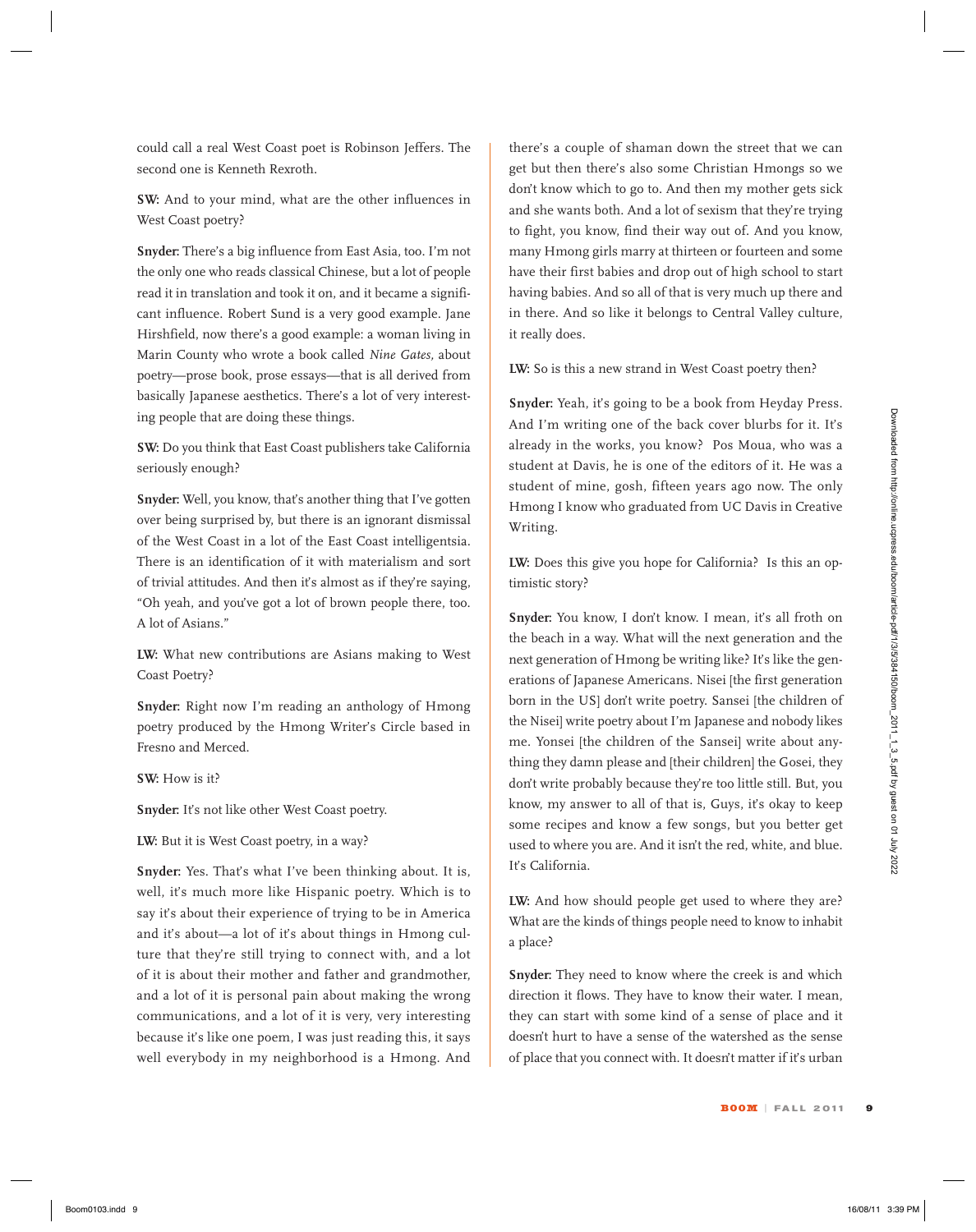could call a real West Coast poet is Robinson Jeffers. The second one is Kenneth Rexroth.

**SW:** And to your mind, what are the other influences in West Coast poetry?

**Snyder:** There's a big influence from East Asia, too. I'm not the only one who reads classical Chinese, but a lot of people read it in translation and took it on, and it became a significant influence. Robert Sund is a very good example. Jane Hirshfield, now there's a good example: a woman living in Marin County who wrote a book called *Nine Gates,* about poetry—prose book, prose essays—that is all derived from basically Japanese aesthetics. There's a lot of very interesting people that are doing these things.

**SW:** Do you think that East Coast publishers take California seriously enough?

**Snyder:** Well, you know, that's another thing that I've gotten over being surprised by, but there is an ignorant dismissal of the West Coast in a lot of the East Coast intelligentsia. There is an identification of it with materialism and sort of trivial attitudes. And then it's almost as if they're saying, "Oh yeah, and you've got a lot of brown people there, too. A lot of Asians."

**LW:** What new contributions are Asians making to West Coast Poetry?

**Snyder:** Right now I'm reading an anthology of Hmong poetry produced by the Hmong Writer's Circle based in Fresno and Merced.

**SW:** How is it?

**Snyder:** It's not like other West Coast poetry.

**LW:** But it is West Coast poetry, in a way?

**Snyder:** Yes. That's what I've been thinking about. It is, well, it's much more like Hispanic poetry. Which is to say it's about their experience of trying to be in America and it's about—a lot of it's about things in Hmong culture that they're still trying to connect with, and a lot of it is about their mother and father and grandmother, and a lot of it is personal pain about making the wrong communications, and a lot of it is very, very interesting because it's like one poem, I was just reading this, it says well everybody in my neighborhood is a Hmong. And there's a couple of shaman down the street that we can get but then there's also some Christian Hmongs so we don't know which to go to. And then my mother gets sick and she wants both. And a lot of sexism that they're trying to fight, you know, find their way out of. And you know, many Hmong girls marry at thirteen or fourteen and some have their first babies and drop out of high school to start having babies. And so all of that is very much up there and in there. And so like it belongs to Central Valley culture, it really does.

**LW:** So is this a new strand in West Coast poetry then?

**Snyder:** Yeah, it's going to be a book from Heyday Press. And I'm writing one of the back cover blurbs for it. It's already in the works, you know? Pos Moua, who was a student at Davis, he is one of the editors of it. He was a student of mine, gosh, fifteen years ago now. The only Hmong I know who graduated from UC Davis in Creative Writing.

**LW:** Does this give you hope for California? Is this an optimistic story?

**Snyder:** You know, I don't know. I mean, it's all froth on the beach in a way. What will the next generation and the next generation of Hmong be writing like? It's like the generations of Japanese Americans. Nisei [the first generation born in the US] don't write poetry. Sansei [the children of the Nisei] write poetry about I'm Japanese and nobody likes me. Yonsei [the children of the Sansei] write about anything they damn please and [their children] the Gosei, they don't write probably because they're too little still. But, you know, my answer to all of that is, Guys, it's okay to keep some recipes and know a few songs, but you better get used to where you are. And it isn't the red, white, and blue. It's California.

**LW:** And how should people get used to where they are? What are the kinds of things people need to know to inhabit a place?

**Snyder:** They need to know where the creek is and which direction it flows. They have to know their water. I mean, they can start with some kind of a sense of place and it doesn't hurt to have a sense of the watershed as the sense of place that you connect with. It doesn't matter if it's urban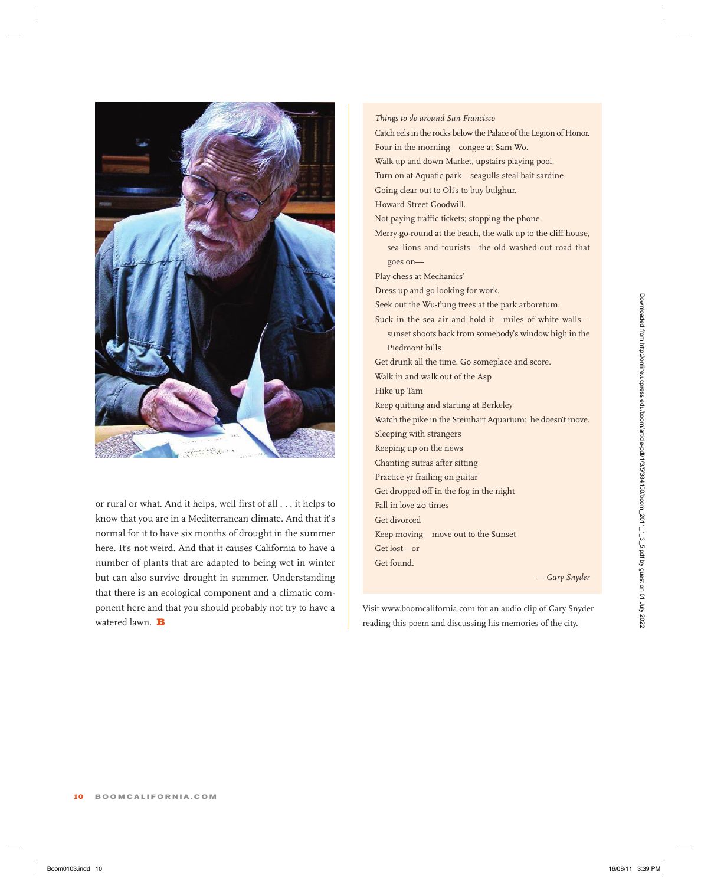or rural or what. And it helps, well first of all . . . it helps to know that you are in a Mediterranean climate. And that it's normal for it to have six months of drought in the summer here. It's not weird. And that it causes California to have a number of plants that are adapted to being wet in winter but can also survive drought in summer. Understanding that there is an ecological component and a climatic component here and that you should probably not try to have a watered lawn. **B**

*Things to do around San Francisco*

Catch eels in the rocks below the Palace of the Legion of Honor.
Four in the morning—congee at Sam Wo.
Walk up and down Market, upstairs playing pool,
Turn on at Aquatic park—seagulls steal bait sardine
Going clear out to Oh's to buy bulghur.
Howard Street Goodwill.
Not paying traffic tickets; stopping the phone.
Merry-go-round at the beach, the walk up to the cliff house,
    sea lions and tourists—the old washed-out road that
    goes on—
Play chess at Mechanics'
Dress up and go looking for work.
Seek out the Wu-t'ung trees at the park arboretum.
Suck in the sea air and hold it—miles of white walls—
    sunset shoots back from somebody's window high in the
    Piedmont hills
Get drunk all the time. Go someplace and score.
Walk in and walk out of the Asp
Hike up Tam
Keep quitting and starting at Berkeley
Watch the pike in the Steinhart Aquarium: he doesn't move.
Sleeping with strangers
Keeping up on the news
Chanting sutras after sitting
Practice yr frailing on guitar
Get dropped off in the fog in the night
Fall in love 20 times
Get divorced
Keep moving—move out to the Sunset
Get lost—or
Get found.

*—Gary Snyder*

Visit www.boomcalifornia.com for an audio clip of Gary Snyder reading this poem and discussing his memories of the city.